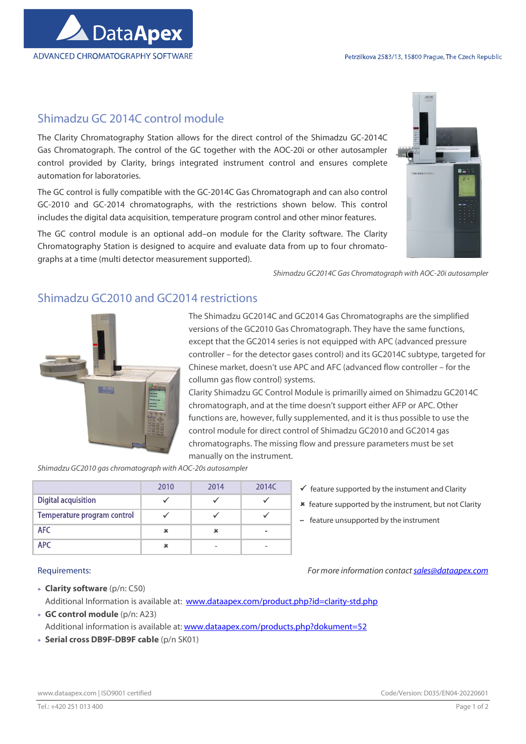DataApex
ADVANCED CHROMATOGRAPHY SOFTWARE

Petrzilkova 2583/13, 15800 Prague, The Czech Republic

## Shimadzu GC 2014C control module

The Clarity Chromatography Station allows for the direct control of the Shimadzu GC-2014C Gas Chromatograph. The control of the GC together with the AOC-20i or other autosampler control provided by Clarity, brings integrated instrument control and ensures complete automation for laboratories.

The GC control is fully compatible with the GC-2014C Gas Chromatograph and can also control GC-2010 and GC-2014 chromatographs, with the restrictions shown below. This control includes the digital data acquisition, temperature program control and other minor features.

The GC control module is an optional add–on module for the Clarity software. The Clarity Chromatography Station is designed to acquire and evaluate data from up to four chromatographs at a time (multi detector measurement supported).

*Shimadzu GC2014C Gas Chromatograph with AOC-20i autosampler*

## Shimadzu GC2010 and GC2014 restrictions

The Shimadzu GC2014C and GC2014 Gas Chromatographs are the simplified versions of the GC2010 Gas Chromatograph. They have the same functions, except that the GC2014 series is not equipped with APC (advanced pressure controller – for the detector gases control) and its GC2014C subtype, targeted for Chinese market, doesn't use APC and AFC (advanced flow controller – for the collumn gas flow control) systems.

Clarity Shimadzu GC Control Module is primarilly aimed on Shimadzu GC2014C chromatograph, and at the time doesn't support either AFP or APC. Other functions are, however, fully supplemented, and it is thus possible to use the control module for direct control of Shimadzu GC2010 and GC2014 gas chromatographs. The missing flow and pressure parameters must be set manually on the instrument.

*Shimadzu GC2010 gas chromatograph with AOC-20s autosampler*

| | 2010 | 2014 | 2014C |
|---|---|---|---|
| Digital acquisition | ✓ | ✓ | ✓ |
| Temperature program control | ✓ | ✓ | ✓ |
| AFC | ✖ | ✖ | - |
| APC | ✖ | - | - |

✓ feature supported by the instument and Clarity

✖ feature supported by the instrument, but not Clarity

– feature unsupported by the instrument

Requirements:

*For more information contact sales@dataapex.com*

- **Clarity software** (p/n: C50)
  Additional Information is available at: www.dataapex.com/product.php?id=clarity-std.php
- **GC control module** (p/n: A23)
  Additional information is available at: www.dataapex.com/products.php?dokument=52
- **Serial cross DB9F-DB9F cable** (p/n SK01)

www.dataapex.com | ISO9001 certified

Code/Version: D035/EN04-20220601

Tel.: +420 251 013 400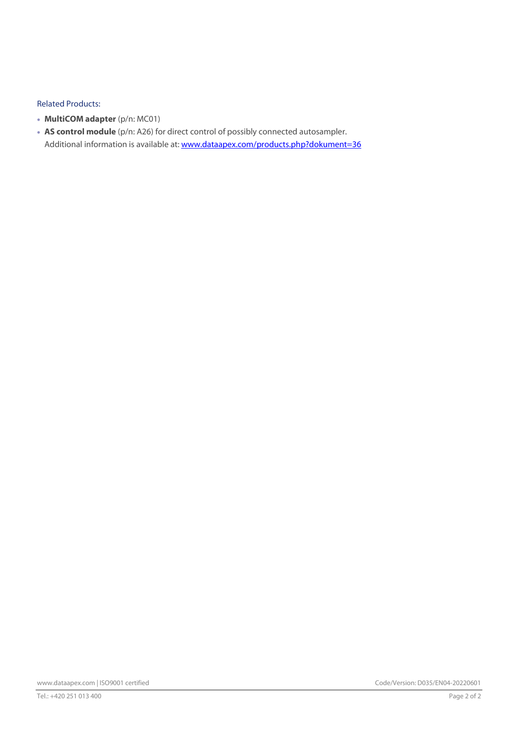Related Products:

- **MultiCOM adapter** (p/n: MC01)
- **AS control module** (p/n: A26) for direct control of possibly connected autosampler.
  Additional information is available at: [www.dataapex.com/products.php?dokument=36](www.dataapex.com/products.php?dokument=36)